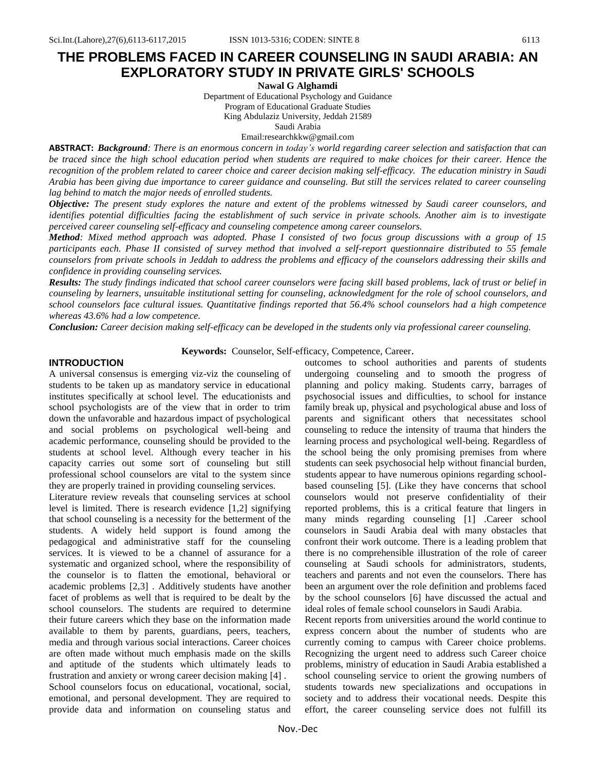# THE PROBLEMS FACED IN CAREER COUNSELING IN SAUDI ARABIA: AN EXPLORATORY STUDY IN PRIVATE GIRLS' SCHOOLS

**Nawal G Alghamdi**

Department of Educational Psychology and Guidance
Program of Educational Graduate Studies
King Abdulaziz University, Jeddah 21589
Saudi Arabia
Email:researchkkw@gmail.com

**ABSTRACT:** ***Background**: There is an enormous concern in today's world regarding career selection and satisfaction that can be traced since the high school education period when students are required to make choices for their career. Hence the recognition of the problem related to career choice and career decision making self-efficacy. The education ministry in Saudi Arabia has been giving due importance to career guidance and counseling. But still the services related to career counseling lag behind to match the major needs of enrolled students.*

***Objective:** The present study explores the nature and extent of the problems witnessed by Saudi career counselors, and identifies potential difficulties facing the establishment of such service in private schools. Another aim is to investigate perceived career counseling self-efficacy and counseling competence among career counselors.*

***Method**: Mixed method approach was adopted. Phase I consisted of two focus group discussions with a group of 15 participants each. Phase II consisted of survey method that involved a self-report questionnaire distributed to 55 female counselors from private schools in Jeddah to address the problems and efficacy of the counselors addressing their skills and confidence in providing counseling services.*

***Results:** The study findings indicated that school career counselors were facing skill based problems, lack of trust or belief in counseling by learners, unsuitable institutional setting for counseling, acknowledgment for the role of school counselors, and school counselors face cultural issues. Quantitative findings reported that 56.4% school counselors had a high competence whereas 43.6% had a low competence.*

***Conclusion:** Career decision making self-efficacy can be developed in the students only via professional career counseling.*

**Keywords:** Counselor, Self-efficacy, Competence, Career.

## INTRODUCTION

A universal consensus is emerging viz-viz the counseling of students to be taken up as mandatory service in educational institutes specifically at school level. The educationists and school psychologists are of the view that in order to trim down the unfavorable and hazardous impact of psychological and social problems on psychological well-being and academic performance, counseling should be provided to the students at school level. Although every teacher in his capacity carries out some sort of counseling but still professional school counselors are vital to the system since they are properly trained in providing counseling services.

Literature review reveals that counseling services at school level is limited. There is research evidence [1,2] signifying that school counseling is a necessity for the betterment of the students. A widely held support is found among the pedagogical and administrative staff for the counseling services. It is viewed to be a channel of assurance for a systematic and organized school, where the responsibility of the counselor is to flatten the emotional, behavioral or academic problems [2,3] . Additively students have another facet of problems as well that is required to be dealt by the school counselors. The students are required to determine their future careers which they base on the information made available to them by parents, guardians, peers, teachers, media and through various social interactions. Career choices are often made without much emphasis made on the skills and aptitude of the students which ultimately leads to frustration and anxiety or wrong career decision making [4] .

School counselors focus on educational, vocational, social, emotional, and personal development. They are required to provide data and information on counseling status and outcomes to school authorities and parents of students undergoing counseling and to smooth the progress of planning and policy making. Students carry, barrages of psychosocial issues and difficulties, to school for instance family break up, physical and psychological abuse and loss of parents and significant others that necessitates school counseling to reduce the intensity of trauma that hinders the learning process and psychological well-being. Regardless of the school being the only promising premises from where students can seek psychosocial help without financial burden, students appear to have numerous opinions regarding school-based counseling [5]. (Like they have concerns that school counselors would not preserve confidentiality of their reported problems, this is a critical feature that lingers in many minds regarding counseling [1] .Career school counselors in Saudi Arabia deal with many obstacles that confront their work outcome. There is a leading problem that there is no comprehensible illustration of the role of career counseling at Saudi schools for administrators, students, teachers and parents and not even the counselors. There has been an argument over the role definition and problems faced by the school counselors [6] have discussed the actual and ideal roles of female school counselors in Saudi Arabia.

Recent reports from universities around the world continue to express concern about the number of students who are currently coming to campus with Career choice problems. Recognizing the urgent need to address such Career choice problems, ministry of education in Saudi Arabia established a school counseling service to orient the growing numbers of students towards new specializations and occupations in society and to address their vocational needs. Despite this effort, the career counseling service does not fulfill its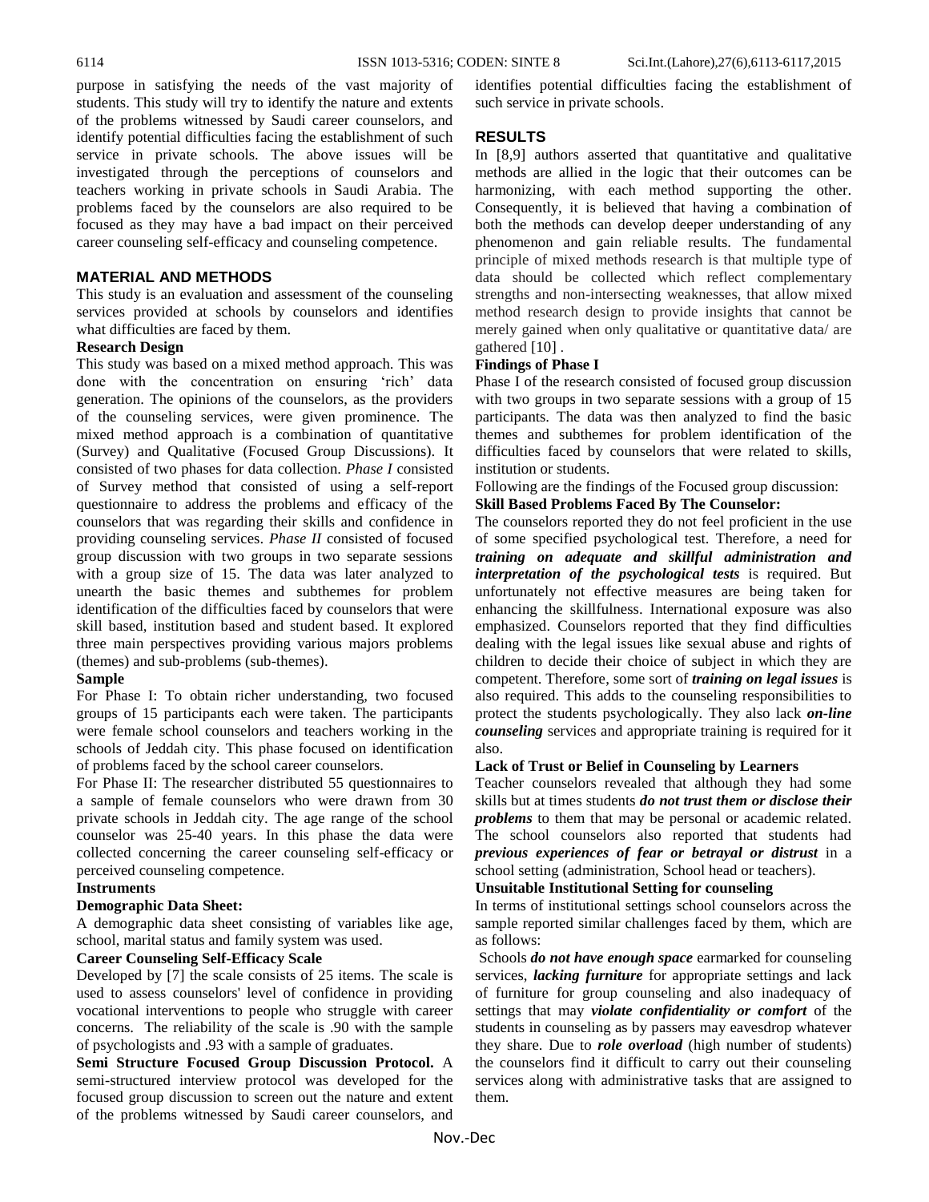purpose in satisfying the needs of the vast majority of students. This study will try to identify the nature and extents of the problems witnessed by Saudi career counselors, and identify potential difficulties facing the establishment of such service in private schools. The above issues will be investigated through the perceptions of counselors and teachers working in private schools in Saudi Arabia. The problems faced by the counselors are also required to be focused as they may have a bad impact on their perceived career counseling self-efficacy and counseling competence.

## MATERIAL AND METHODS

This study is an evaluation and assessment of the counseling services provided at schools by counselors and identifies what difficulties are faced by them.

**Research Design**

This study was based on a mixed method approach. This was done with the concentration on ensuring 'rich' data generation. The opinions of the counselors, as the providers of the counseling services, were given prominence. The mixed method approach is a combination of quantitative (Survey) and Qualitative (Focused Group Discussions). It consisted of two phases for data collection. *Phase I* consisted of Survey method that consisted of using a self-report questionnaire to address the problems and efficacy of the counselors that was regarding their skills and confidence in providing counseling services. *Phase II* consisted of focused group discussion with two groups in two separate sessions with a group size of 15. The data was later analyzed to unearth the basic themes and subthemes for problem identification of the difficulties faced by counselors that were skill based, institution based and student based. It explored three main perspectives providing various majors problems (themes) and sub-problems (sub-themes).

**Sample**

For Phase I: To obtain richer understanding, two focused groups of 15 participants each were taken. The participants were female school counselors and teachers working in the schools of Jeddah city. This phase focused on identification of problems faced by the school career counselors.

For Phase II: The researcher distributed 55 questionnaires to a sample of female counselors who were drawn from 30 private schools in Jeddah city. The age range of the school counselor was 25-40 years. In this phase the data were collected concerning the career counseling self-efficacy or perceived counseling competence.

**Instruments**

**Demographic Data Sheet:**

A demographic data sheet consisting of variables like age, school, marital status and family system was used.

**Career Counseling Self-Efficacy Scale**

Developed by [7] the scale consists of 25 items. The scale is used to assess counselors' level of confidence in providing vocational interventions to people who struggle with career concerns. The reliability of the scale is .90 with the sample of psychologists and .93 with a sample of graduates.

**Semi Structure Focused Group Discussion Protocol.** A semi-structured interview protocol was developed for the focused group discussion to screen out the nature and extent of the problems witnessed by Saudi career counselors, and identifies potential difficulties facing the establishment of such service in private schools.

## RESULTS

In [8,9] authors asserted that quantitative and qualitative methods are allied in the logic that their outcomes can be harmonizing, with each method supporting the other. Consequently, it is believed that having a combination of both the methods can develop deeper understanding of any phenomenon and gain reliable results. The fundamental principle of mixed methods research is that multiple type of data should be collected which reflect complementary strengths and non-intersecting weaknesses, that allow mixed method research design to provide insights that cannot be merely gained when only qualitative or quantitative data/ are gathered [10] .

**Findings of Phase I**

Phase I of the research consisted of focused group discussion with two groups in two separate sessions with a group of 15 participants. The data was then analyzed to find the basic themes and subthemes for problem identification of the difficulties faced by counselors that were related to skills, institution or students.

Following are the findings of the Focused group discussion:

**Skill Based Problems Faced By The Counselor:**

The counselors reported they do not feel proficient in the use of some specified psychological test. Therefore, a need for ***training on adequate and skillful administration and interpretation of the psychological tests*** is required. But unfortunately not effective measures are being taken for enhancing the skillfulness. International exposure was also emphasized. Counselors reported that they find difficulties dealing with the legal issues like sexual abuse and rights of children to decide their choice of subject in which they are competent. Therefore, some sort of ***training on legal issues*** is also required. This adds to the counseling responsibilities to protect the students psychologically. They also lack ***on-line counseling*** services and appropriate training is required for it also.

**Lack of Trust or Belief in Counseling by Learners**

Teacher counselors revealed that although they had some skills but at times students ***do not trust them or disclose their problems*** to them that may be personal or academic related. The school counselors also reported that students had ***previous experiences of fear or betrayal or distrust*** in a school setting (administration, School head or teachers).

**Unsuitable Institutional Setting for counseling**

In terms of institutional settings school counselors across the sample reported similar challenges faced by them, which are as follows:

Schools ***do not have enough space*** earmarked for counseling services, ***lacking furniture*** for appropriate settings and lack of furniture for group counseling and also inadequacy of settings that may ***violate confidentiality or comfort*** of the students in counseling as by passers may eavesdrop whatever they share. Due to ***role overload*** (high number of students) the counselors find it difficult to carry out their counseling services along with administrative tasks that are assigned to them.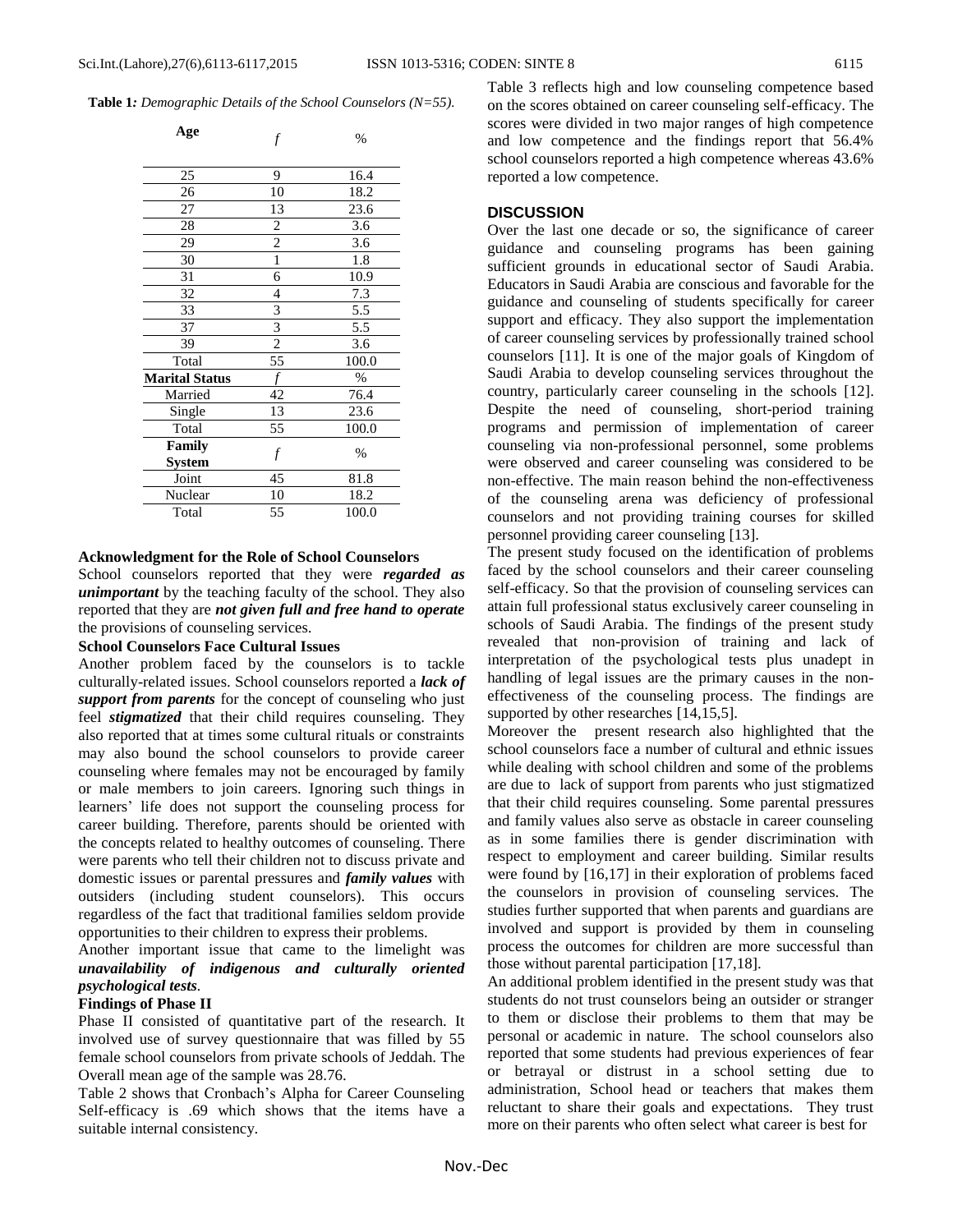**Table 1:** *Demographic Details of the School Counselors (N=55).*

| Age | *f* | % |
|---|---|---|
| 25 | 9 | 16.4 |
| 26 | 10 | 18.2 |
| 27 | 13 | 23.6 |
| 28 | 2 | 3.6 |
| 29 | 2 | 3.6 |
| 30 | 1 | 1.8 |
| 31 | 6 | 10.9 |
| 32 | 4 | 7.3 |
| 33 | 3 | 5.5 |
| 37 | 3 | 5.5 |
| 39 | 2 | 3.6 |
| Total | 55 | 100.0 |
| **Marital Status** | *f* | % |
| Married | 42 | 76.4 |
| Single | 13 | 23.6 |
| Total | 55 | 100.0 |
| **Family System** | *f* | % |
| Joint | 45 | 81.8 |
| Nuclear | 10 | 18.2 |
| Total | 55 | 100.0 |

**Acknowledgment for the Role of School Counselors**

School counselors reported that they were ***regarded as unimportant*** by the teaching faculty of the school. They also reported that they are ***not given full and free hand to operate*** the provisions of counseling services.

**School Counselors Face Cultural Issues**

Another problem faced by the counselors is to tackle culturally-related issues. School counselors reported a ***lack of support from parents*** for the concept of counseling who just feel ***stigmatized*** that their child requires counseling. They also reported that at times some cultural rituals or constraints may also bound the school counselors to provide career counseling where females may not be encouraged by family or male members to join careers. Ignoring such things in learners' life does not support the counseling process for career building. Therefore, parents should be oriented with the concepts related to healthy outcomes of counseling. There were parents who tell their children not to discuss private and domestic issues or parental pressures and ***family values*** with outsiders (including student counselors). This occurs regardless of the fact that traditional families seldom provide opportunities to their children to express their problems.

Another important issue that came to the limelight was ***unavailability of indigenous and culturally oriented psychological tests***.

**Findings of Phase II**

Phase II consisted of quantitative part of the research. It involved use of survey questionnaire that was filled by 55 female school counselors from private schools of Jeddah. The Overall mean age of the sample was 28.76.

Table 2 shows that Cronbach's Alpha for Career Counseling Self-efficacy is .69 which shows that the items have a suitable internal consistency.

Table 3 reflects high and low counseling competence based on the scores obtained on career counseling self-efficacy. The scores were divided in two major ranges of high competence and low competence and the findings report that 56.4% school counselors reported a high competence whereas 43.6% reported a low competence.

## DISCUSSION

Over the last one decade or so, the significance of career guidance and counseling programs has been gaining sufficient grounds in educational sector of Saudi Arabia. Educators in Saudi Arabia are conscious and favorable for the guidance and counseling of students specifically for career support and efficacy. They also support the implementation of career counseling services by professionally trained school counselors [11]. It is one of the major goals of Kingdom of Saudi Arabia to develop counseling services throughout the country, particularly career counseling in the schools [12]. Despite the need of counseling, short-period training programs and permission of implementation of career counseling via non-professional personnel, some problems were observed and career counseling was considered to be non-effective. The main reason behind the non-effectiveness of the counseling arena was deficiency of professional counselors and not providing training courses for skilled personnel providing career counseling [13].

The present study focused on the identification of problems faced by the school counselors and their career counseling self-efficacy. So that the provision of counseling services can attain full professional status exclusively career counseling in schools of Saudi Arabia. The findings of the present study revealed that non-provision of training and lack of interpretation of the psychological tests plus unadept in handling of legal issues are the primary causes in the non-effectiveness of the counseling process. The findings are supported by other researches [14,15,5].

Moreover the present research also highlighted that the school counselors face a number of cultural and ethnic issues while dealing with school children and some of the problems are due to lack of support from parents who just stigmatized that their child requires counseling. Some parental pressures and family values also serve as obstacle in career counseling as in some families there is gender discrimination with respect to employment and career building. Similar results were found by [16,17] in their exploration of problems faced the counselors in provision of counseling services. The studies further supported that when parents and guardians are involved and support is provided by them in counseling process the outcomes for children are more successful than those without parental participation [17,18].

An additional problem identified in the present study was that students do not trust counselors being an outsider or stranger to them or disclose their problems to them that may be personal or academic in nature. The school counselors also reported that some students had previous experiences of fear or betrayal or distrust in a school setting due to administration, School head or teachers that makes them reluctant to share their goals and expectations. They trust more on their parents who often select what career is best for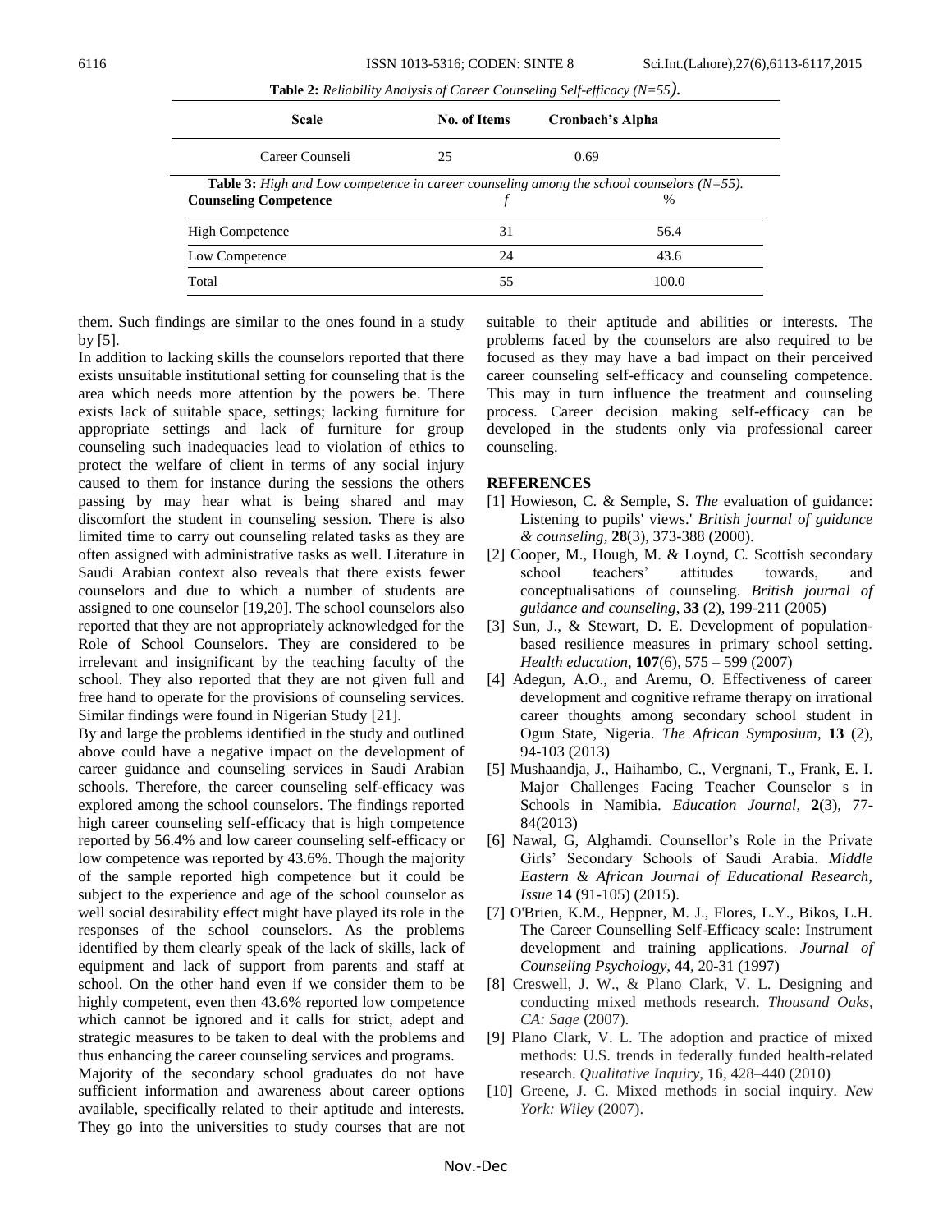**Table 2:** *Reliability Analysis of Career Counseling Self-efficacy (N=55).*

| Scale | No. of Items | Cronbach's Alpha |
|---|---|---|
| Career Counseli | 25 | 0.69 |

**Table 3:** *High and Low competence in career counseling among the school counselors (N=55).*

| Counseling Competence | *f* | % |
|---|---|---|
| High Competence | 31 | 56.4 |
| Low Competence | 24 | 43.6 |
| Total | 55 | 100.0 |

them. Such findings are similar to the ones found in a study by [5].

In addition to lacking skills the counselors reported that there exists unsuitable institutional setting for counseling that is the area which needs more attention by the powers be. There exists lack of suitable space, settings; lacking furniture for appropriate settings and lack of furniture for group counseling such inadequacies lead to violation of ethics to protect the welfare of client in terms of any social injury caused to them for instance during the sessions the others passing by may hear what is being shared and may discomfort the student in counseling session. There is also limited time to carry out counseling related tasks as they are often assigned with administrative tasks as well. Literature in Saudi Arabian context also reveals that there exists fewer counselors and due to which a number of students are assigned to one counselor [19,20]. The school counselors also reported that they are not appropriately acknowledged for the Role of School Counselors. They are considered to be irrelevant and insignificant by the teaching faculty of the school. They also reported that they are not given full and free hand to operate for the provisions of counseling services. Similar findings were found in Nigerian Study [21].

By and large the problems identified in the study and outlined above could have a negative impact on the development of career guidance and counseling services in Saudi Arabian schools. Therefore, the career counseling self-efficacy was explored among the school counselors. The findings reported high career counseling self-efficacy that is high competence reported by 56.4% and low career counseling self-efficacy or low competence was reported by 43.6%. Though the majority of the sample reported high competence but it could be subject to the experience and age of the school counselor as well social desirability effect might have played its role in the responses of the school counselors. As the problems identified by them clearly speak of the lack of skills, lack of equipment and lack of support from parents and staff at school. On the other hand even if we consider them to be highly competent, even then 43.6% reported low competence which cannot be ignored and it calls for strict, adept and strategic measures to be taken to deal with the problems and thus enhancing the career counseling services and programs.

Majority of the secondary school graduates do not have sufficient information and awareness about career options available, specifically related to their aptitude and interests. They go into the universities to study courses that are not suitable to their aptitude and abilities or interests. The problems faced by the counselors are also required to be focused as they may have a bad impact on their perceived career counseling self-efficacy and counseling competence. This may in turn influence the treatment and counseling process. Career decision making self-efficacy can be developed in the students only via professional career counseling.

## REFERENCES

[1] Howieson, C. & Semple, S. *The* evaluation of guidance: Listening to pupils' views.' *British journal of guidance & counseling*, **28**(3), 373-388 (2000).

[2] Cooper, M., Hough, M. & Loynd, C. Scottish secondary school teachers' attitudes towards, and conceptualisations of counseling. *British journal of guidance and counseling*, **33** (2), 199-211 (2005)

[3] Sun, J., & Stewart, D. E. Development of population-based resilience measures in primary school setting. *Health education*, **107**(6), 575 – 599 (2007)

[4] Adegun, A.O., and Aremu, O. Effectiveness of career development and cognitive reframe therapy on irrational career thoughts among secondary school student in Ogun State, Nigeria. *The African Symposium*, **13** (2), 94-103 (2013)

[5] Mushaandja, J., Haihambo, C., Vergnani, T., Frank, E. I. Major Challenges Facing Teacher Counselor s in Schools in Namibia. *Education Journal*, **2**(3), 77-84(2013)

[6] Nawal, G, Alghamdi. Counsellor's Role in the Private Girls' Secondary Schools of Saudi Arabia. *Middle Eastern & African Journal of Educational Research, Issue* **14** (91-105) (2015).

[7] O'Brien, K.M., Heppner, M. J., Flores, L.Y., Bikos, L.H. The Career Counselling Self-Efficacy scale: Instrument development and training applications. *Journal of Counseling Psychology*, **44**, 20-31 (1997)

[8] Creswell, J. W., & Plano Clark, V. L. Designing and conducting mixed methods research. *Thousand Oaks, CA: Sage* (2007).

[9] Plano Clark, V. L. The adoption and practice of mixed methods: U.S. trends in federally funded health-related research. *Qualitative Inquiry*, **16**, 428–440 (2010)

[10] Greene, J. C. Mixed methods in social inquiry. *New York: Wiley* (2007).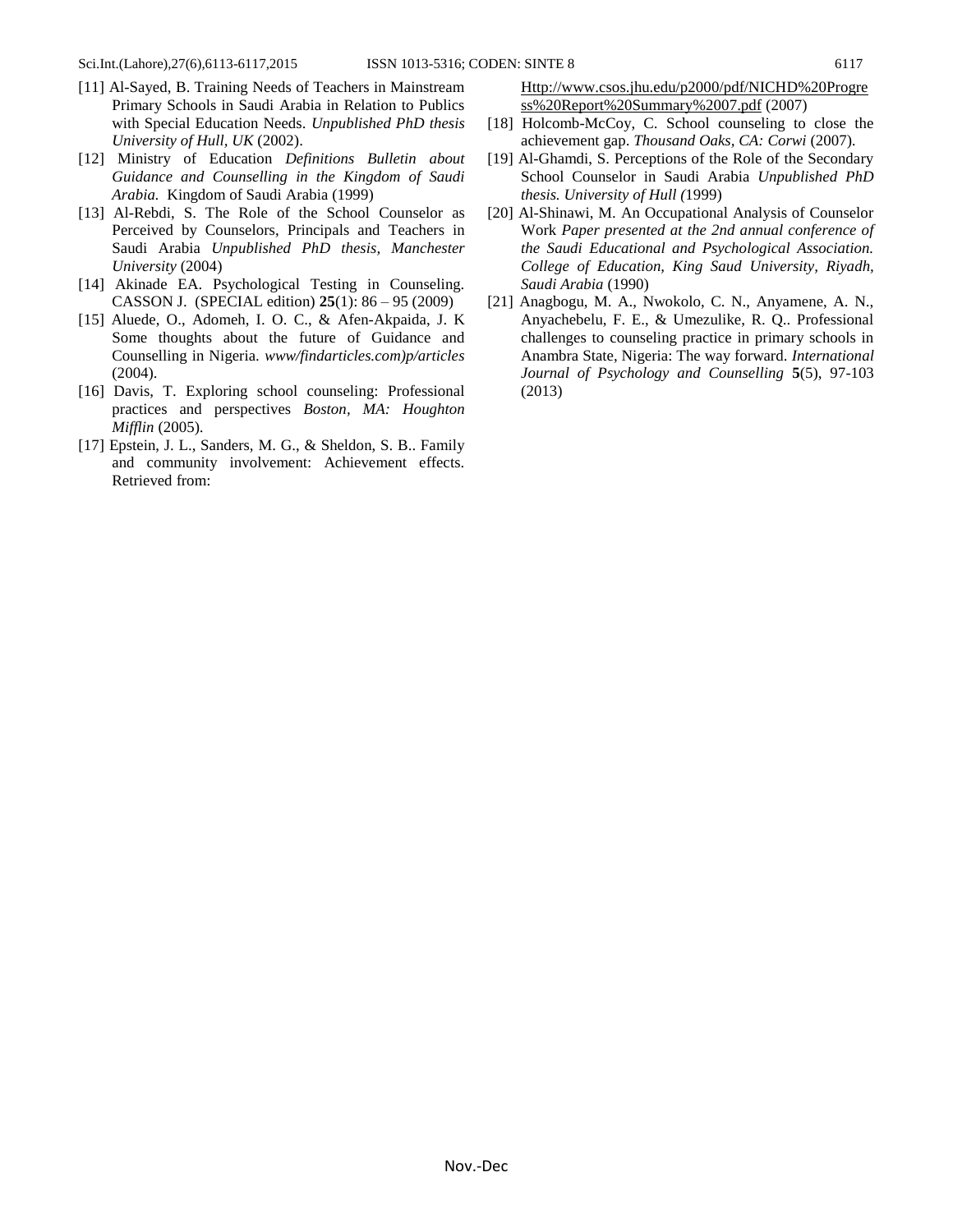[11] Al-Sayed, B. Training Needs of Teachers in Mainstream Primary Schools in Saudi Arabia in Relation to Publics with Special Education Needs. *Unpublished PhD thesis University of Hull, UK* (2002).

[12] Ministry of Education *Definitions Bulletin about Guidance and Counselling in the Kingdom of Saudi Arabia.* Kingdom of Saudi Arabia (1999)

[13] Al-Rebdi, S. The Role of the School Counselor as Perceived by Counselors, Principals and Teachers in Saudi Arabia *Unpublished PhD thesis, Manchester University* (2004)

[14] Akinade EA. Psychological Testing in Counseling. CASSON J. (SPECIAL edition) **25**(1): 86 – 95 (2009)

[15] Aluede, O., Adomeh, I. O. C., & Afen-Akpaida, J. K Some thoughts about the future of Guidance and Counselling in Nigeria. *www/findarticles.com)p/articles* (2004).

[16] Davis, T. Exploring school counseling: Professional practices and perspectives *Boston, MA: Houghton Mifflin* (2005).

[17] Epstein, J. L., Sanders, M. G., & Sheldon, S. B.. Family and community involvement: Achievement effects. Retrieved from: Http://www.csos.jhu.edu/p2000/pdf/NICHD%20Progress%20Report%20Summary%2007.pdf (2007)

[18] Holcomb-McCoy, C. School counseling to close the achievement gap. *Thousand Oaks, CA: Corwi* (2007).

[19] Al-Ghamdi, S. Perceptions of the Role of the Secondary School Counselor in Saudi Arabia *Unpublished PhD thesis. University of Hull (*1999)

[20] Al-Shinawi, M. An Occupational Analysis of Counselor Work *Paper presented at the 2nd annual conference of the Saudi Educational and Psychological Association. College of Education, King Saud University, Riyadh, Saudi Arabia* (1990)

[21] Anagbogu, M. A., Nwokolo, C. N., Anyamene, A. N., Anyachebelu, F. E., & Umezulike, R. Q.. Professional challenges to counseling practice in primary schools in Anambra State, Nigeria: The way forward. *International Journal of Psychology and Counselling* **5**(5), 97-103 (2013)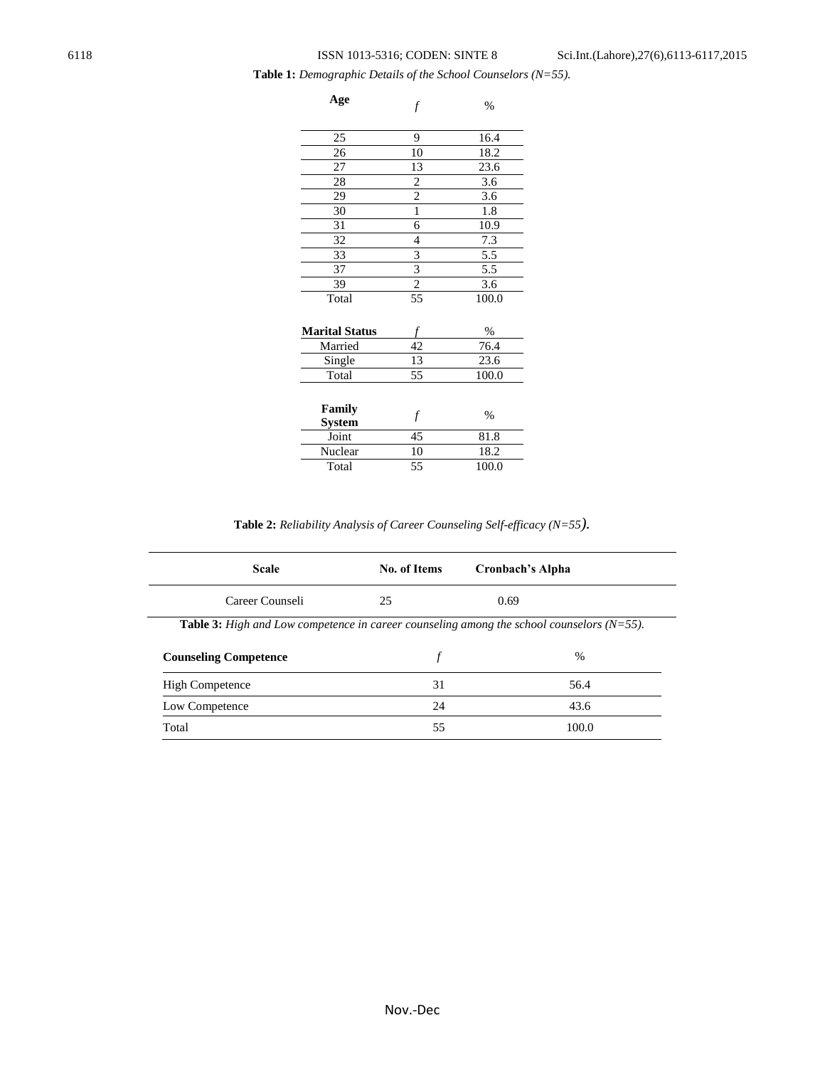**Table 1:** *Demographic Details of the School Counselors (N=55).*

| Age | *f* | % |
|---|---|---|
| 25 | 9 | 16.4 |
| 26 | 10 | 18.2 |
| 27 | 13 | 23.6 |
| 28 | 2 | 3.6 |
| 29 | 2 | 3.6 |
| 30 | 1 | 1.8 |
| 31 | 6 | 10.9 |
| 32 | 4 | 7.3 |
| 33 | 3 | 5.5 |
| 37 | 3 | 5.5 |
| 39 | 2 | 3.6 |
| Total | 55 | 100.0 |

| Marital Status | *f* | % |
|---|---|---|
| Married | 42 | 76.4 |
| Single | 13 | 23.6 |
| Total | 55 | 100.0 |

| Family System | *f* | % |
|---|---|---|
| Joint | 45 | 81.8 |
| Nuclear | 10 | 18.2 |
| Total | 55 | 100.0 |

**Table 2:** *Reliability Analysis of Career Counseling Self-efficacy (N=55).*

| Scale | No. of Items | Cronbach's Alpha |
|---|---|---|
| Career Counseli | 25 | 0.69 |

**Table 3:** *High and Low competence in career counseling among the school counselors (N=55).*

| Counseling Competence | *f* | % |
|---|---|---|
| High Competence | 31 | 56.4 |
| Low Competence | 24 | 43.6 |
| Total | 55 | 100.0 |